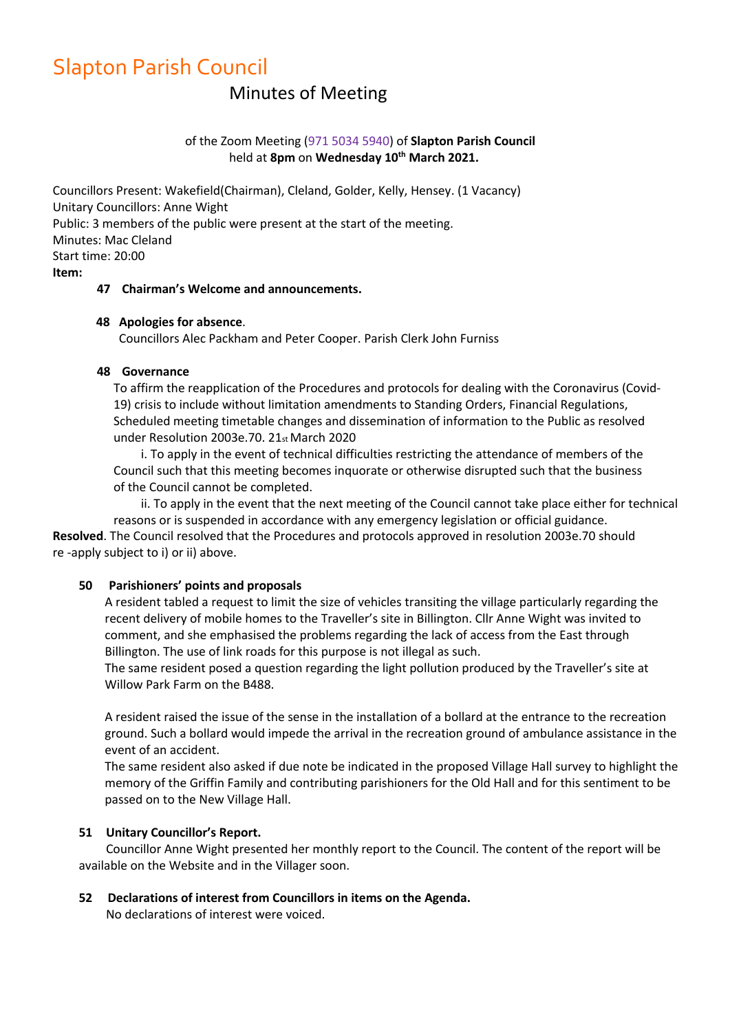# Slapton Parish Council

## Minutes of Meeting

of the Zoom Meeting (971 5034 5940) of **Slapton Parish Council**
held at **8pm** on **Wednesday 10th March 2021.**

Councillors Present: Wakefield(Chairman), Cleland, Golder, Kelly, Hensey. (1 Vacancy)
Unitary Councillors: Anne Wight
Public: 3 members of the public were present at the start of the meeting.
Minutes: Mac Cleland
Start time: 20:00
**Item:**

**47 Chairman's Welcome and announcements.**

**48 Apologies for absence**.
Councillors Alec Packham and Peter Cooper. Parish Clerk John Furniss

**48 Governance**
To affirm the reapplication of the Procedures and protocols for dealing with the Coronavirus (Covid-19) crisis to include without limitation amendments to Standing Orders, Financial Regulations, Scheduled meeting timetable changes and dissemination of information to the Public as resolved under Resolution 2003e.70. 21st March 2020

i. To apply in the event of technical difficulties restricting the attendance of members of the Council such that this meeting becomes inquorate or otherwise disrupted such that the business of the Council cannot be completed.

ii. To apply in the event that the next meeting of the Council cannot take place either for technical reasons or is suspended in accordance with any emergency legislation or official guidance.

**Resolved**. The Council resolved that the Procedures and protocols approved in resolution 2003e.70 should re -apply subject to i) or ii) above.

**50 Parishioners' points and proposals**
A resident tabled a request to limit the size of vehicles transiting the village particularly regarding the recent delivery of mobile homes to the Traveller's site in Billington. Cllr Anne Wight was invited to comment, and she emphasised the problems regarding the lack of access from the East through Billington. The use of link roads for this purpose is not illegal as such.
The same resident posed a question regarding the light pollution produced by the Traveller's site at Willow Park Farm on the B488.

A resident raised the issue of the sense in the installation of a bollard at the entrance to the recreation ground. Such a bollard would impede the arrival in the recreation ground of ambulance assistance in the event of an accident.
The same resident also asked if due note be indicated in the proposed Village Hall survey to highlight the memory of the Griffin Family and contributing parishioners for the Old Hall and for this sentiment to be passed on to the New Village Hall.

**51 Unitary Councillor's Report.**
Councillor Anne Wight presented her monthly report to the Council. The content of the report will be available on the Website and in the Villager soon.

**52 Declarations of interest from Councillors in items on the Agenda.**
No declarations of interest were voiced.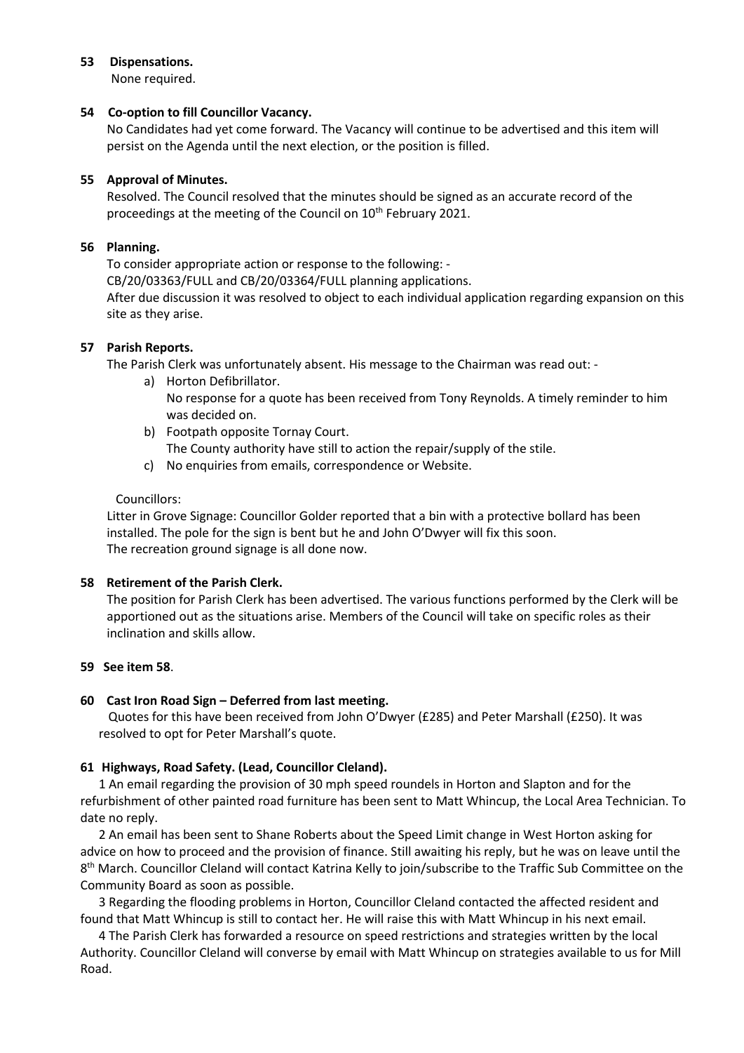**53 Dispensations.**

None required.

**54 Co-option to fill Councillor Vacancy.**

No Candidates had yet come forward. The Vacancy will continue to be advertised and this item will persist on the Agenda until the next election, or the position is filled.

**55 Approval of Minutes.**

Resolved. The Council resolved that the minutes should be signed as an accurate record of the proceedings at the meeting of the Council on 10th February 2021.

**56 Planning.**

To consider appropriate action or response to the following: -

CB/20/03363/FULL and CB/20/03364/FULL planning applications.

After due discussion it was resolved to object to each individual application regarding expansion on this site as they arise.

**57 Parish Reports.**

The Parish Clerk was unfortunately absent. His message to the Chairman was read out: -

a) Horton Defibrillator.
   No response for a quote has been received from Tony Reynolds. A timely reminder to him was decided on.
b) Footpath opposite Tornay Court.
   The County authority have still to action the repair/supply of the stile.
c) No enquiries from emails, correspondence or Website.

Councillors:

Litter in Grove Signage: Councillor Golder reported that a bin with a protective bollard has been installed. The pole for the sign is bent but he and John O'Dwyer will fix this soon.

The recreation ground signage is all done now.

**58 Retirement of the Parish Clerk.**

The position for Parish Clerk has been advertised. The various functions performed by the Clerk will be apportioned out as the situations arise. Members of the Council will take on specific roles as their inclination and skills allow.

**59 See item 58**.

**60 Cast Iron Road Sign – Deferred from last meeting.**

Quotes for this have been received from John O'Dwyer (£285) and Peter Marshall (£250). It was resolved to opt for Peter Marshall's quote.

**61 Highways, Road Safety. (Lead, Councillor Cleland).**

1 An email regarding the provision of 30 mph speed roundels in Horton and Slapton and for the refurbishment of other painted road furniture has been sent to Matt Whincup, the Local Area Technician. To date no reply.

2 An email has been sent to Shane Roberts about the Speed Limit change in West Horton asking for advice on how to proceed and the provision of finance. Still awaiting his reply, but he was on leave until the 8th March. Councillor Cleland will contact Katrina Kelly to join/subscribe to the Traffic Sub Committee on the Community Board as soon as possible.

3 Regarding the flooding problems in Horton, Councillor Cleland contacted the affected resident and found that Matt Whincup is still to contact her. He will raise this with Matt Whincup in his next email.

4 The Parish Clerk has forwarded a resource on speed restrictions and strategies written by the local Authority. Councillor Cleland will converse by email with Matt Whincup on strategies available to us for Mill Road.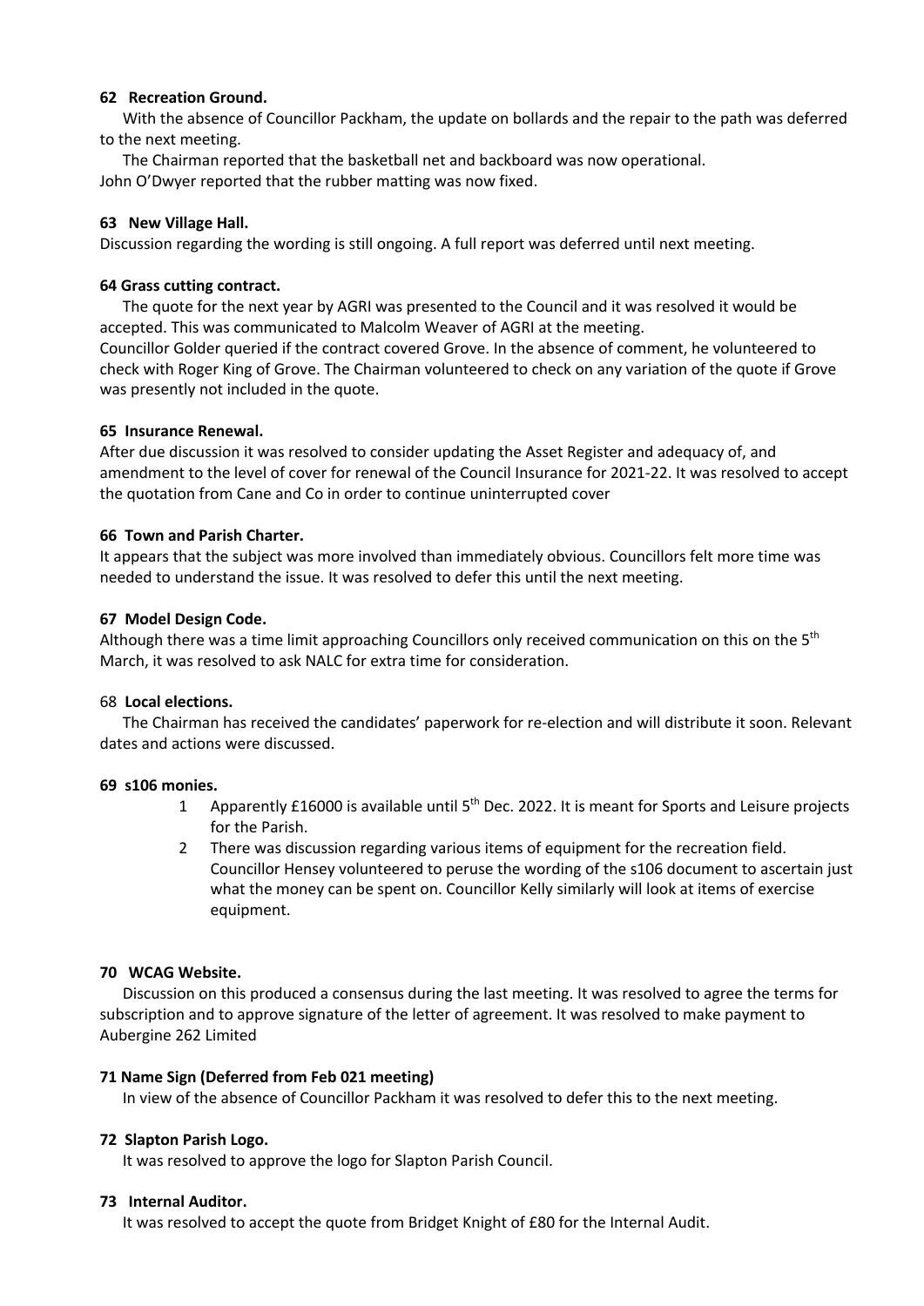**62 Recreation Ground.**

With the absence of Councillor Packham, the update on bollards and the repair to the path was deferred to the next meeting.

The Chairman reported that the basketball net and backboard was now operational.
John O'Dwyer reported that the rubber matting was now fixed.

**63 New Village Hall.**

Discussion regarding the wording is still ongoing. A full report was deferred until next meeting.

**64 Grass cutting contract.**

The quote for the next year by AGRI was presented to the Council and it was resolved it would be accepted. This was communicated to Malcolm Weaver of AGRI at the meeting.
Councillor Golder queried if the contract covered Grove. In the absence of comment, he volunteered to check with Roger King of Grove. The Chairman volunteered to check on any variation of the quote if Grove was presently not included in the quote.

**65 Insurance Renewal.**

After due discussion it was resolved to consider updating the Asset Register and adequacy of, and amendment to the level of cover for renewal of the Council Insurance for 2021-22. It was resolved to accept the quotation from Cane and Co in order to continue uninterrupted cover

**66 Town and Parish Charter.**

It appears that the subject was more involved than immediately obvious. Councillors felt more time was needed to understand the issue. It was resolved to defer this until the next meeting.

**67 Model Design Code.**

Although there was a time limit approaching Councillors only received communication on this on the 5th March, it was resolved to ask NALC for extra time for consideration.

68 **Local elections.**

The Chairman has received the candidates' paperwork for re-election and will distribute it soon. Relevant dates and actions were discussed.

**69 s106 monies.**

1. Apparently £16000 is available until 5th Dec. 2022. It is meant for Sports and Leisure projects for the Parish.
2. There was discussion regarding various items of equipment for the recreation field. Councillor Hensey volunteered to peruse the wording of the s106 document to ascertain just what the money can be spent on. Councillor Kelly similarly will look at items of exercise equipment.

**70 WCAG Website.**

Discussion on this produced a consensus during the last meeting. It was resolved to agree the terms for subscription and to approve signature of the letter of agreement. It was resolved to make payment to Aubergine 262 Limited

**71 Name Sign (Deferred from Feb 021 meeting)**

In view of the absence of Councillor Packham it was resolved to defer this to the next meeting.

**72 Slapton Parish Logo.**

It was resolved to approve the logo for Slapton Parish Council.

**73 Internal Auditor.**

It was resolved to accept the quote from Bridget Knight of £80 for the Internal Audit.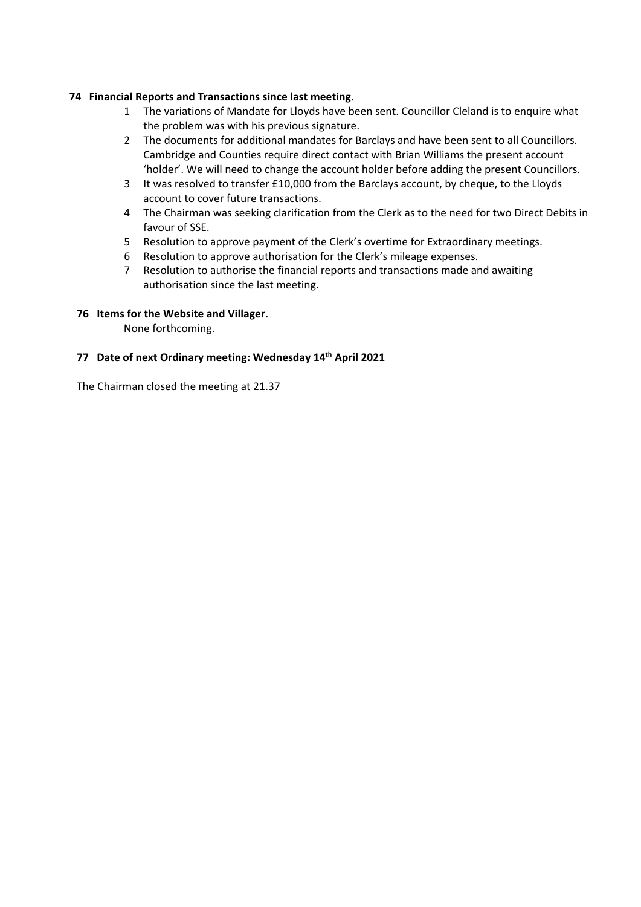**74 Financial Reports and Transactions since last meeting.**

1. The variations of Mandate for Lloyds have been sent. Councillor Cleland is to enquire what the problem was with his previous signature.
2. The documents for additional mandates for Barclays and have been sent to all Councillors. Cambridge and Counties require direct contact with Brian Williams the present account 'holder'. We will need to change the account holder before adding the present Councillors.
3. It was resolved to transfer £10,000 from the Barclays account, by cheque, to the Lloyds account to cover future transactions.
4. The Chairman was seeking clarification from the Clerk as to the need for two Direct Debits in favour of SSE.
5. Resolution to approve payment of the Clerk's overtime for Extraordinary meetings.
6. Resolution to approve authorisation for the Clerk's mileage expenses.
7. Resolution to authorise the financial reports and transactions made and awaiting authorisation since the last meeting.

**76 Items for the Website and Villager.**

None forthcoming.

**77 Date of next Ordinary meeting: Wednesday 14th April 2021**

The Chairman closed the meeting at 21.37